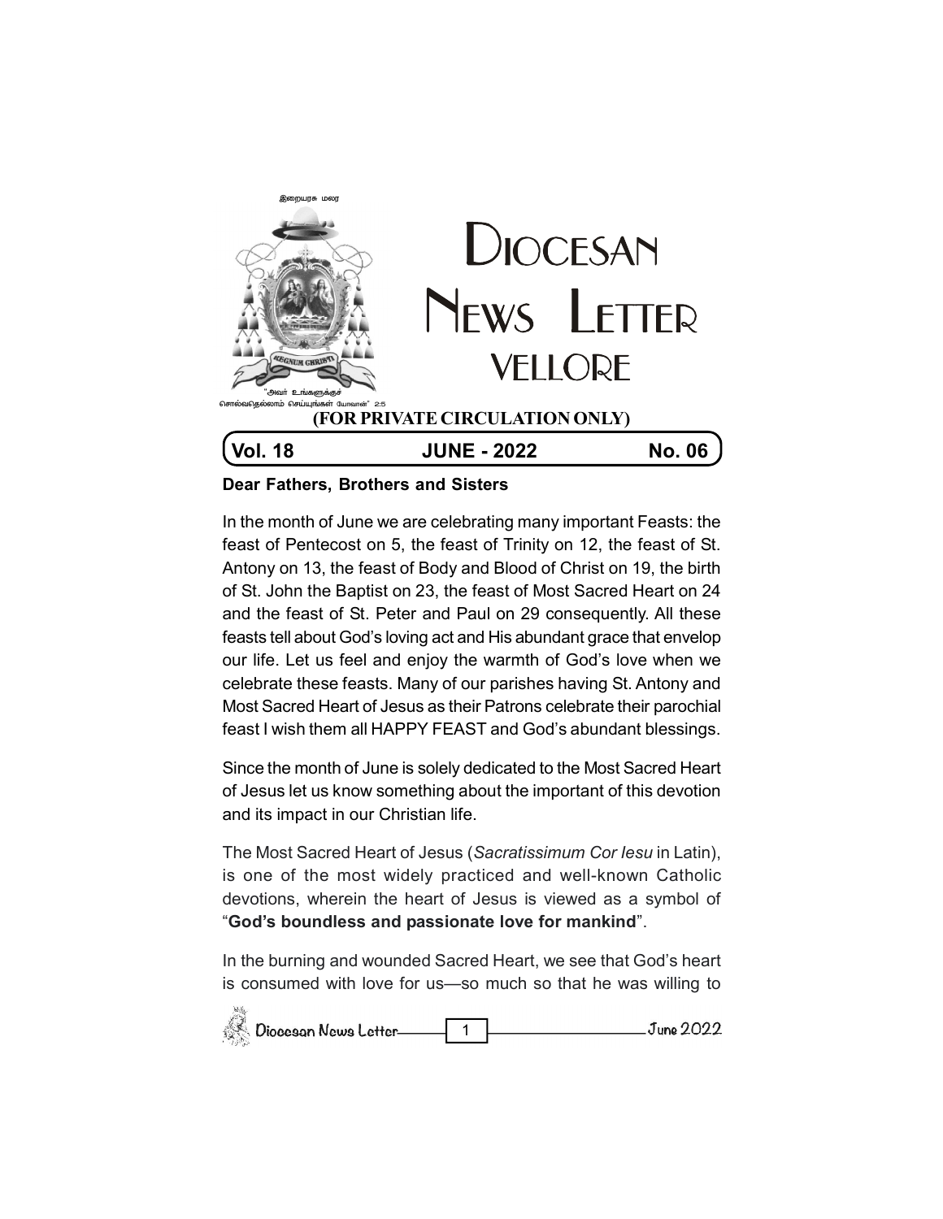இறையரசு மலர

"அவர் உங்களுக்குச் சொல்வதெல்லாம் செய்யுங்கள் யோவான்" 2:5

# DIOCESAN NEWS LETTER VELLORE

**(FOR PRIVATE CIRCULATION ONLY)**

**Vol. 18 JUNE - 2022 No. 06**

**Dear Fathers, Brothers and Sisters**

In the month of June we are celebrating many important Feasts: the feast of Pentecost on 5, the feast of Trinity on 12, the feast of St. Antony on 13, the feast of Body and Blood of Christ on 19, the birth of St. John the Baptist on 23, the feast of Most Sacred Heart on 24 and the feast of St. Peter and Paul on 29 consequently. All these feasts tell about God's loving act and His abundant grace that envelop our life. Let us feel and enjoy the warmth of God's love when we celebrate these feasts. Many of our parishes having St. Antony and Most Sacred Heart of Jesus as their Patrons celebrate their parochial feast I wish them all HAPPY FEAST and God's abundant blessings.

Since the month of June is solely dedicated to the Most Sacred Heart of Jesus let us know something about the important of this devotion and its impact in our Christian life.

The Most Sacred Heart of Jesus (*Sacratissimum Cor Iesu* in Latin), is one of the most widely practiced and well-known Catholic devotions, wherein the heart of Jesus is viewed as a symbol of "**God's boundless and passionate love for mankind**".

In the burning and wounded Sacred Heart, we see that God's heart is consumed with love for us—so much so that he was willing to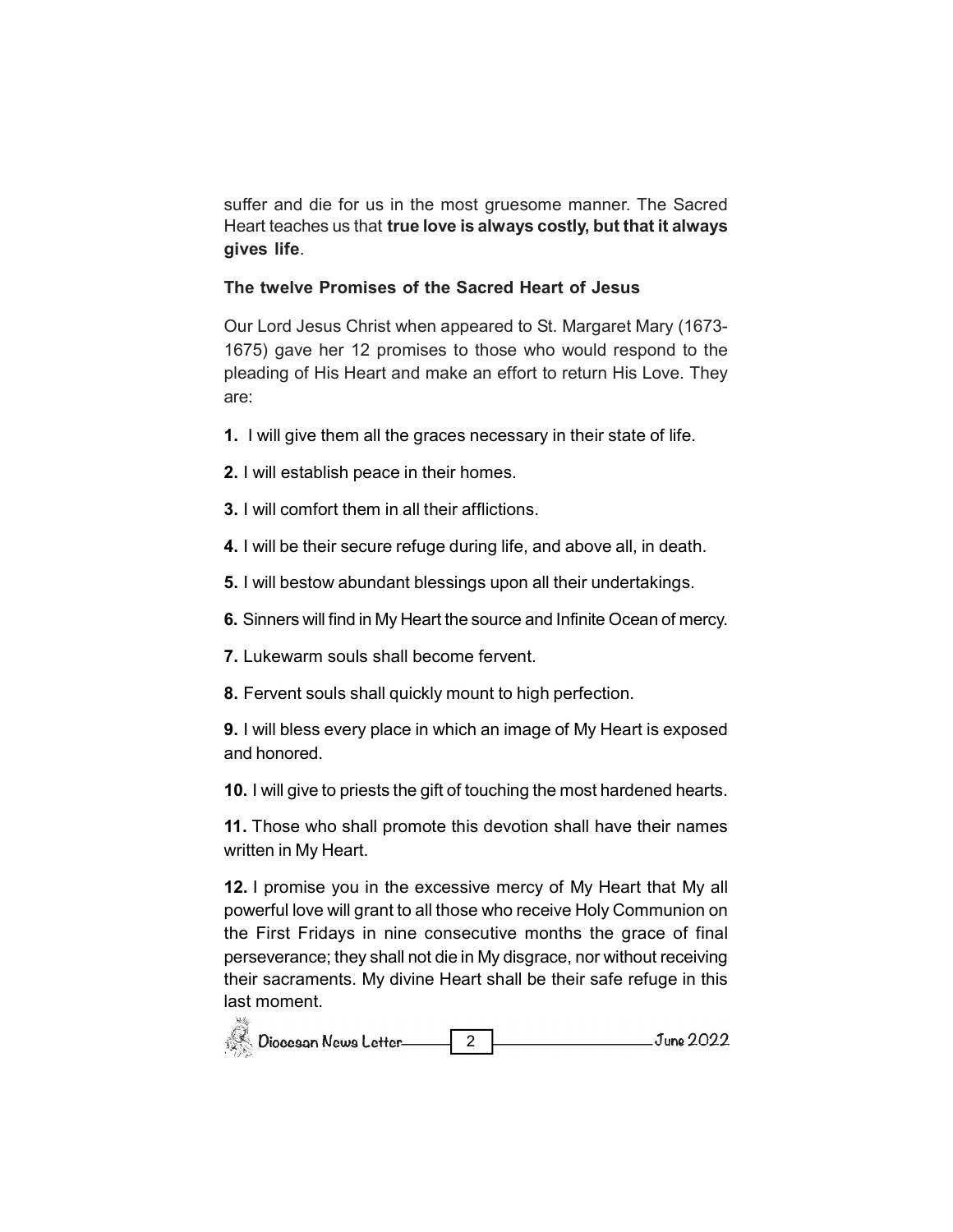suffer and die for us in the most gruesome manner. The Sacred Heart teaches us that **true love is always costly, but that it always gives life**.

**The twelve Promises of the Sacred Heart of Jesus**

Our Lord Jesus Christ when appeared to St. Margaret Mary (1673-1675) gave her 12 promises to those who would respond to the pleading of His Heart and make an effort to return His Love. They are:

**1.** I will give them all the graces necessary in their state of life.

**2.** I will establish peace in their homes.

**3.** I will comfort them in all their afflictions.

**4.** I will be their secure refuge during life, and above all, in death.

**5.** I will bestow abundant blessings upon all their undertakings.

**6.** Sinners will find in My Heart the source and Infinite Ocean of mercy.

**7.** Lukewarm souls shall become fervent.

**8.** Fervent souls shall quickly mount to high perfection.

**9.** I will bless every place in which an image of My Heart is exposed and honored.

**10.** I will give to priests the gift of touching the most hardened hearts.

**11.** Those who shall promote this devotion shall have their names written in My Heart.

**12.** I promise you in the excessive mercy of My Heart that My all powerful love will grant to all those who receive Holy Communion on the First Fridays in nine consecutive months the grace of final perseverance; they shall not die in My disgrace, nor without receiving their sacraments. My divine Heart shall be their safe refuge in this last moment.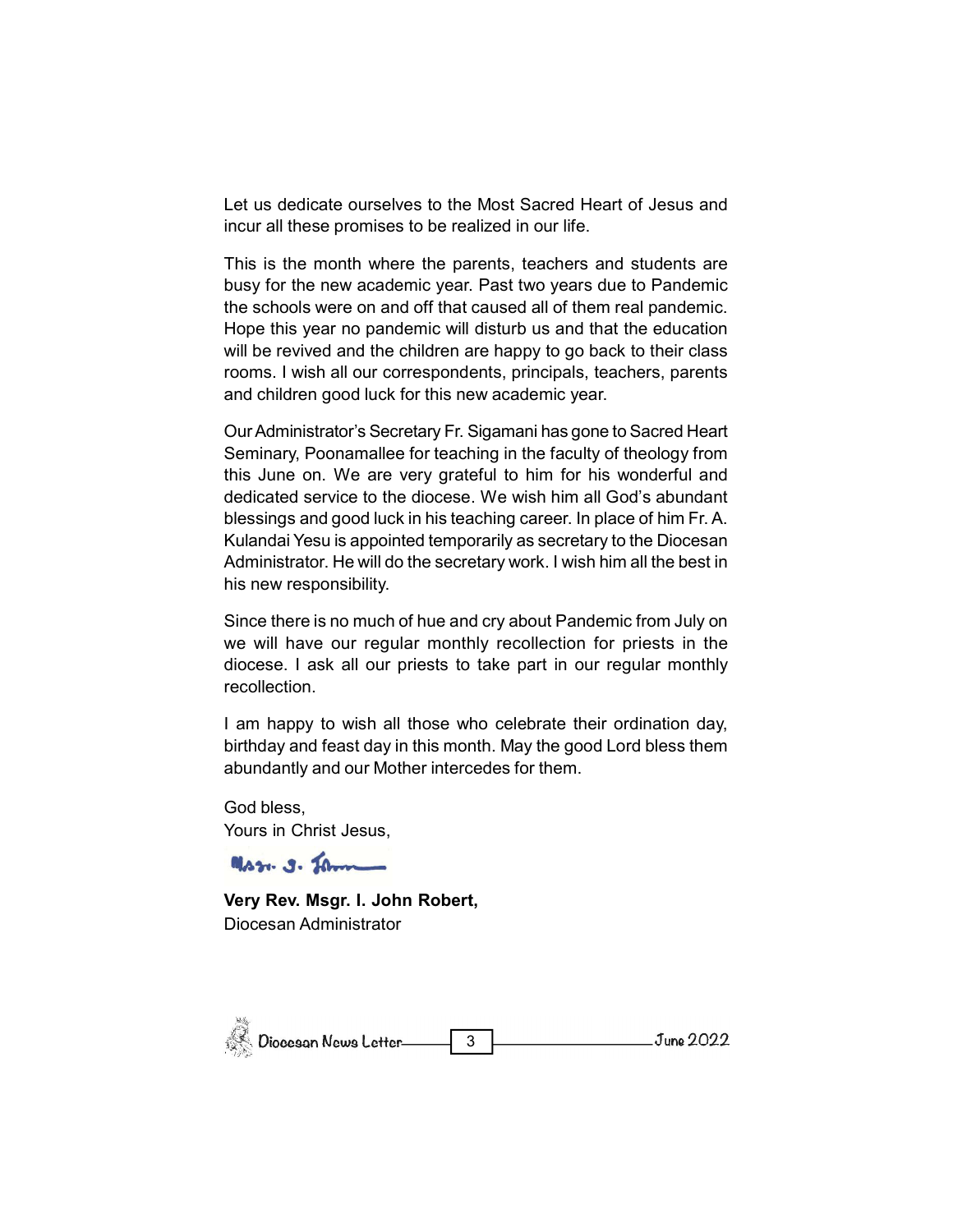Let us dedicate ourselves to the Most Sacred Heart of Jesus and incur all these promises to be realized in our life.

This is the month where the parents, teachers and students are busy for the new academic year. Past two years due to Pandemic the schools were on and off that caused all of them real pandemic. Hope this year no pandemic will disturb us and that the education will be revived and the children are happy to go back to their class rooms. I wish all our correspondents, principals, teachers, parents and children good luck for this new academic year.

Our Administrator's Secretary Fr. Sigamani has gone to Sacred Heart Seminary, Poonamallee for teaching in the faculty of theology from this June on. We are very grateful to him for his wonderful and dedicated service to the diocese. We wish him all God's abundant blessings and good luck in his teaching career. In place of him Fr. A. Kulandai Yesu is appointed temporarily as secretary to the Diocesan Administrator. He will do the secretary work. I wish him all the best in his new responsibility.

Since there is no much of hue and cry about Pandemic from July on we will have our regular monthly recollection for priests in the diocese. I ask all our priests to take part in our regular monthly recollection.

I am happy to wish all those who celebrate their ordination day, birthday and feast day in this month. May the good Lord bless them abundantly and our Mother intercedes for them.

God bless,
Yours in Christ Jesus,

**Very Rev. Msgr. I. John Robert,**
Diocesan Administrator